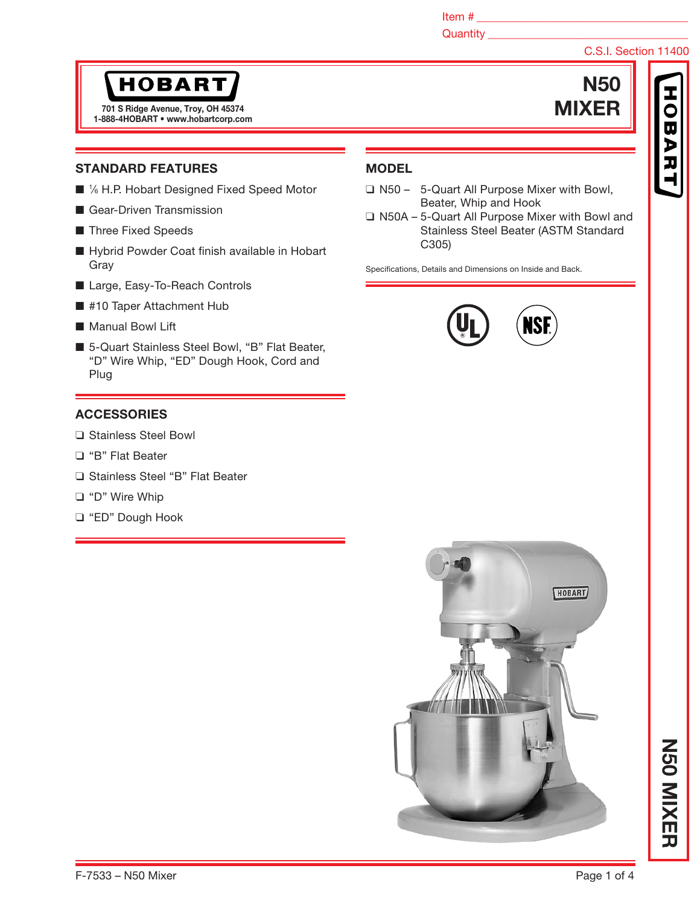Item # ___________________________

Quantity ___________________________

C.S.I. Section 11400

**HOBART**

701 S Ridge Avenue, Troy, OH 45374
1-888-4HOBART • www.hobartcorp.com

# N50 MIXER

## STANDARD FEATURES

- ⅙ H.P. Hobart Designed Fixed Speed Motor
- Gear-Driven Transmission
- Three Fixed Speeds
- Hybrid Powder Coat finish available in Hobart Gray
- Large, Easy-To-Reach Controls
- #10 Taper Attachment Hub
- Manual Bowl Lift
- 5-Quart Stainless Steel Bowl, "B" Flat Beater, "D" Wire Whip, "ED" Dough Hook, Cord and Plug

## ACCESSORIES

- ❑ Stainless Steel Bowl
- ❑ "B" Flat Beater
- ❑ Stainless Steel "B" Flat Beater
- ❑ "D" Wire Whip
- ❑ "ED" Dough Hook

## MODEL

- ❑ N50 – 5-Quart All Purpose Mixer with Bowl, Beater, Whip and Hook
- ❑ N50A – 5-Quart All Purpose Mixer with Bowl and Stainless Steel Beater (ASTM Standard C305)

Specifications, Details and Dimensions on Inside and Back.

F-7533 – N50 Mixer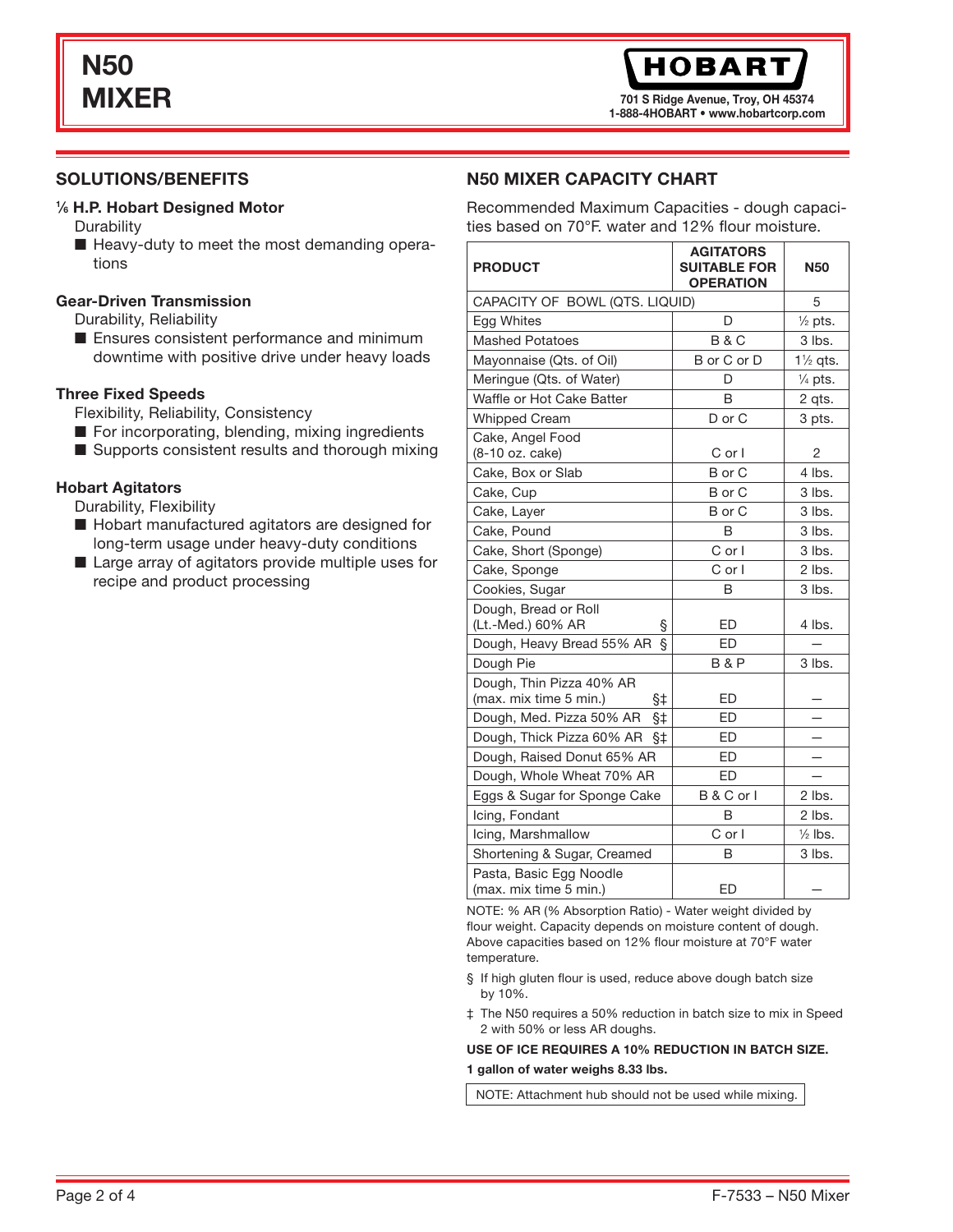# N50 MIXER

**HOBART**
701 S Ridge Avenue, Troy, OH 45374
1-888-4HOBART • www.hobartcorp.com

## SOLUTIONS/BENEFITS

**⅙ H.P. Hobart Designed Motor**
Durability
- Heavy-duty to meet the most demanding operations

**Gear-Driven Transmission**
Durability, Reliability
- Ensures consistent performance and minimum downtime with positive drive under heavy loads

**Three Fixed Speeds**
Flexibility, Reliability, Consistency
- For incorporating, blending, mixing ingredients
- Supports consistent results and thorough mixing

**Hobart Agitators**
Durability, Flexibility
- Hobart manufactured agitators are designed for long-term usage under heavy-duty conditions
- Large array of agitators provide multiple uses for recipe and product processing

## N50 MIXER CAPACITY CHART

Recommended Maximum Capacities - dough capacities based on 70°F. water and 12% flour moisture.

| PRODUCT | AGITATORS SUITABLE FOR OPERATION | N50 |
|---|---|---|
| CAPACITY OF BOWL (QTS. LIQUID) | | 5 |
| Egg Whites | D | ½ pts. |
| Mashed Potatoes | B & C | 3 lbs. |
| Mayonnaise (Qts. of Oil) | B or C or D | 1½ qts. |
| Meringue (Qts. of Water) | D | ¼ pts. |
| Waffle or Hot Cake Batter | B | 2 qts. |
| Whipped Cream | D or C | 3 pts. |
| Cake, Angel Food (8-10 oz. cake) | C or I | 2 |
| Cake, Box or Slab | B or C | 4 lbs. |
| Cake, Cup | B or C | 3 lbs. |
| Cake, Layer | B or C | 3 lbs. |
| Cake, Pound | B | 3 lbs. |
| Cake, Short (Sponge) | C or I | 3 lbs. |
| Cake, Sponge | C or I | 2 lbs. |
| Cookies, Sugar | B | 3 lbs. |
| Dough, Bread or Roll (Lt.-Med.) 60% AR § | ED | 4 lbs. |
| Dough, Heavy Bread 55% AR § | ED | — |
| Dough Pie | B & P | 3 lbs. |
| Dough, Thin Pizza 40% AR (max. mix time 5 min.) §‡ | ED | — |
| Dough, Med. Pizza 50% AR §‡ | ED | — |
| Dough, Thick Pizza 60% AR §‡ | ED | — |
| Dough, Raised Donut 65% AR | ED | — |
| Dough, Whole Wheat 70% AR | ED | — |
| Eggs & Sugar for Sponge Cake | B & C or I | 2 lbs. |
| Icing, Fondant | B | 2 lbs. |
| Icing, Marshmallow | C or I | ½ lbs. |
| Shortening & Sugar, Creamed | B | 3 lbs. |
| Pasta, Basic Egg Noodle (max. mix time 5 min.) | ED | — |

NOTE: % AR (% Absorption Ratio) - Water weight divided by flour weight. Capacity depends on moisture content of dough. Above capacities based on 12% flour moisture at 70°F water temperature.

§ If high gluten flour is used, reduce above dough batch size by 10%.

‡ The N50 requires a 50% reduction in batch size to mix in Speed 2 with 50% or less AR doughs.

**USE OF ICE REQUIRES A 10% REDUCTION IN BATCH SIZE.**

**1 gallon of water weighs 8.33 lbs.**

NOTE: Attachment hub should not be used while mixing.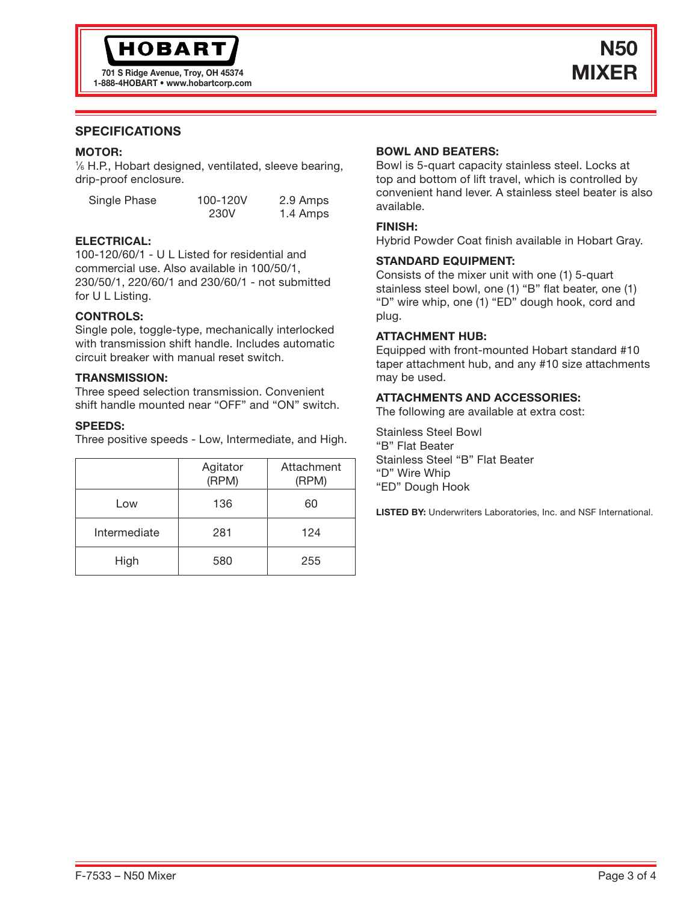**HOBART**

701 S Ridge Avenue, Troy, OH 45374
1-888-4HOBART • www.hobartcorp.com

# N50 MIXER

## SPECIFICATIONS

### MOTOR:

⅙ H.P., Hobart designed, ventilated, sleeve bearing, drip-proof enclosure.

| Single Phase | 100-120V | 2.9 Amps |
|---|---|---|
| | 230V | 1.4 Amps |

### ELECTRICAL:

100-120/60/1 - U L Listed for residential and commercial use. Also available in 100/50/1, 230/50/1, 220/60/1 and 230/60/1 - not submitted for U L Listing.

### CONTROLS:

Single pole, toggle-type, mechanically interlocked with transmission shift handle. Includes automatic circuit breaker with manual reset switch.

### TRANSMISSION:

Three speed selection transmission. Convenient shift handle mounted near "OFF" and "ON" switch.

### SPEEDS:

Three positive speeds - Low, Intermediate, and High.

| | Agitator (RPM) | Attachment (RPM) |
|---|---|---|
| Low | 136 | 60 |
| Intermediate | 281 | 124 |
| High | 580 | 255 |

### BOWL AND BEATERS:

Bowl is 5-quart capacity stainless steel. Locks at top and bottom of lift travel, which is controlled by convenient hand lever. A stainless steel beater is also available.

### FINISH:

Hybrid Powder Coat finish available in Hobart Gray.

### STANDARD EQUIPMENT:

Consists of the mixer unit with one (1) 5-quart stainless steel bowl, one (1) "B" flat beater, one (1) "D" wire whip, one (1) "ED" dough hook, cord and plug.

### ATTACHMENT HUB:

Equipped with front-mounted Hobart standard #10 taper attachment hub, and any #10 size attachments may be used.

### ATTACHMENTS AND ACCESSORIES:

The following are available at extra cost:

Stainless Steel Bowl
"B" Flat Beater
Stainless Steel "B" Flat Beater
"D" Wire Whip
"ED" Dough Hook

**LISTED BY:** Underwriters Laboratories, Inc. and NSF International.

F-7533 – N50 Mixer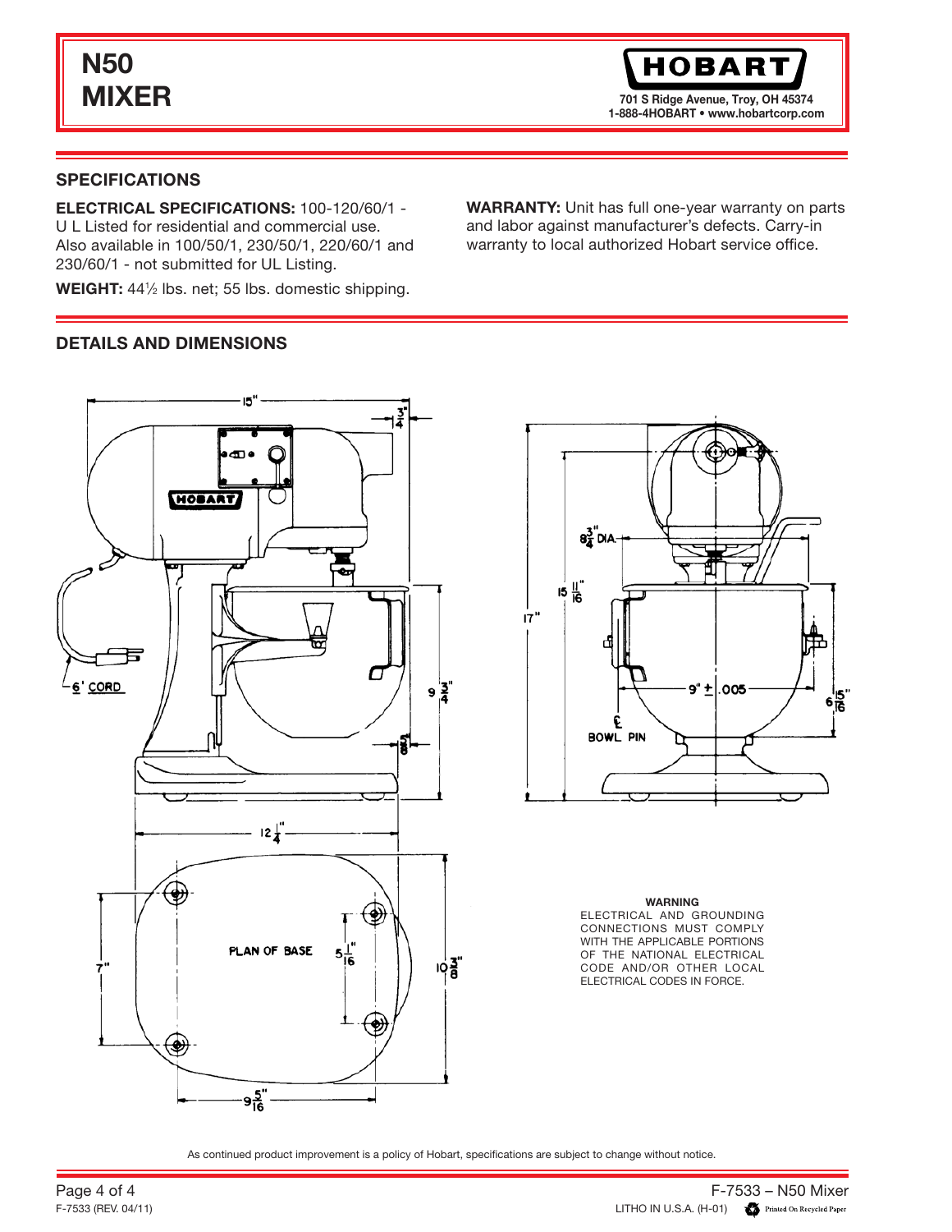# N50 MIXER

HOBART

701 S Ridge Avenue, Troy, OH 45374
1-888-4HOBART • www.hobartcorp.com

## SPECIFICATIONS

**ELECTRICAL SPECIFICATIONS:** 100-120/60/1 - U L Listed for residential and commercial use. Also available in 100/50/1, 230/50/1, 220/60/1 and 230/60/1 - not submitted for UL Listing.

**WEIGHT:** 44½ lbs. net; 55 lbs. domestic shipping.

**WARRANTY:** Unit has full one-year warranty on parts and labor against manufacturer's defects. Carry-in warranty to local authorized Hobart service office.

## DETAILS AND DIMENSIONS

15"

3/4"

6' CORD

9 3/4"

5/8"

12 1/4"

PLAN OF BASE

7"

5 1/16"

10 3/8"

9 5/16"

17"

15 11/16"

8 3/4" DIA.

9" ± .005

℄ BOWL PIN

6 15/16"

**WARNING**
ELECTRICAL AND GROUNDING CONNECTIONS MUST COMPLY WITH THE APPLICABLE PORTIONS OF THE NATIONAL ELECTRICAL CODE AND/OR OTHER LOCAL ELECTRICAL CODES IN FORCE.

As continued product improvement is a policy of Hobart, specifications are subject to change without notice.

F-7533 – N50 Mixer

F-7533 (REV. 04/11)

LITHO IN U.S.A. (H-01) Printed On Recycled Paper